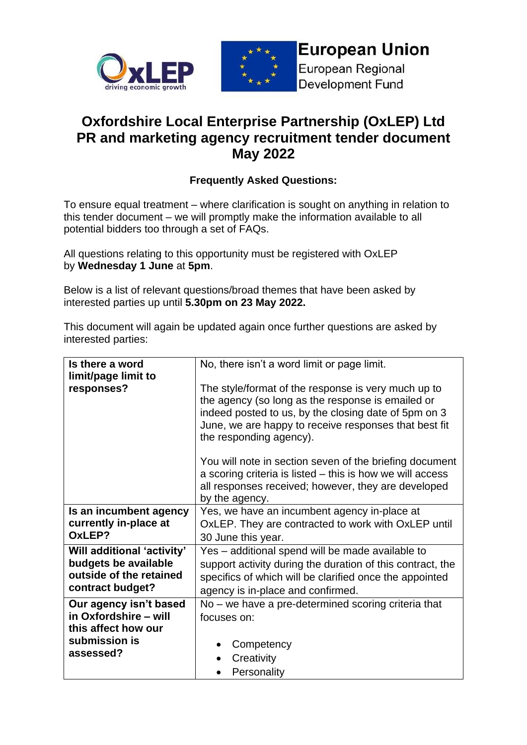OxLEP driving economic growth

European Union
European Regional Development Fund

# Oxfordshire Local Enterprise Partnership (OxLEP) Ltd PR and marketing agency recruitment tender document May 2022

### Frequently Asked Questions:

To ensure equal treatment – where clarification is sought on anything in relation to this tender document – we will promptly make the information available to all potential bidders too through a set of FAQs.

All questions relating to this opportunity must be registered with OxLEP by **Wednesday 1 June** at **5pm**.

Below is a list of relevant questions/broad themes that have been asked by interested parties up until **5.30pm on 23 May 2022.**

This document will again be updated again once further questions are asked by interested parties:

| | |
|---|---|
| **Is there a word limit/page limit to responses?** | No, there isn't a word limit or page limit.<br><br>The style/format of the response is very much up to the agency (so long as the response is emailed or indeed posted to us, by the closing date of 5pm on 3 June, we are happy to receive responses that best fit the responding agency).<br><br>You will note in section seven of the briefing document a scoring criteria is listed – this is how we will access all responses received; however, they are developed by the agency. |
| **Is an incumbent agency currently in-place at OxLEP?** | Yes, we have an incumbent agency in-place at OxLEP. They are contracted to work with OxLEP until 30 June this year. |
| **Will additional 'activity' budgets be available outside of the retained contract budget?** | Yes – additional spend will be made available to support activity during the duration of this contract, the specifics of which will be clarified once the appointed agency is in-place and confirmed. |
| **Our agency isn't based in Oxfordshire – will this affect how our submission is assessed?** | No – we have a pre-determined scoring criteria that focuses on:<br><br>• Competency<br>• Creativity<br>• Personality |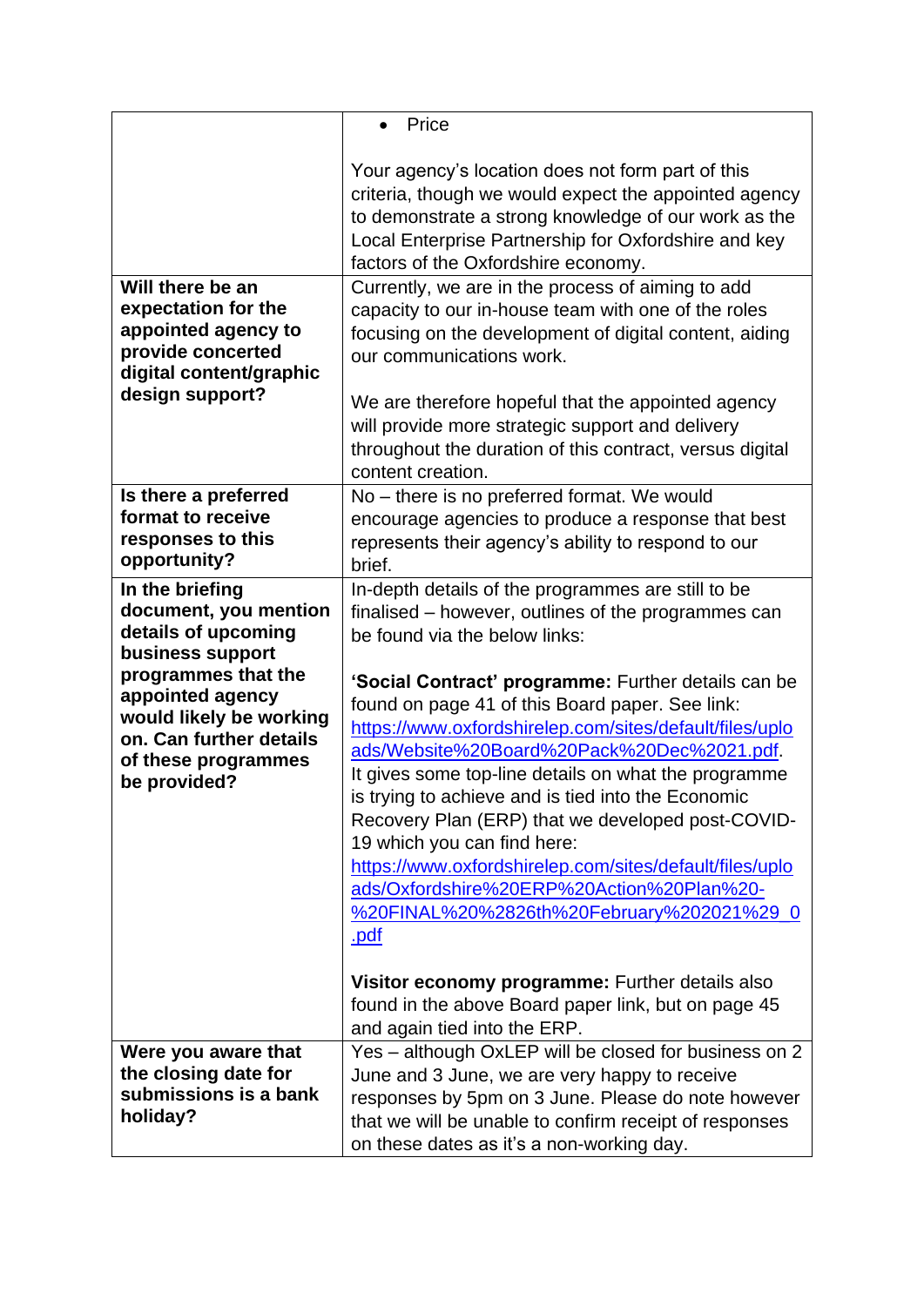| | |
|---|---|
| | • Price<br><br>Your agency's location does not form part of this criteria, though we would expect the appointed agency to demonstrate a strong knowledge of our work as the Local Enterprise Partnership for Oxfordshire and key factors of the Oxfordshire economy. |
| **Will there be an expectation for the appointed agency to provide concerted digital content/graphic design support?** | Currently, we are in the process of aiming to add capacity to our in-house team with one of the roles focusing on the development of digital content, aiding our communications work.<br><br>We are therefore hopeful that the appointed agency will provide more strategic support and delivery throughout the duration of this contract, versus digital content creation. |
| **Is there a preferred format to receive responses to this opportunity?** | No – there is no preferred format. We would encourage agencies to produce a response that best represents their agency's ability to respond to our brief. |
| **In the briefing document, you mention details of upcoming business support programmes that the appointed agency would likely be working on. Can further details of these programmes be provided?** | In-depth details of the programmes are still to be finalised – however, outlines of the programmes can be found via the below links:<br><br>**'Social Contract' programme:** Further details can be found on page 41 of this Board paper. See link: https://www.oxfordshirelep.com/sites/default/files/uploads/Website%20Board%20Pack%20Dec%2021.pdf. It gives some top-line details on what the programme is trying to achieve and is tied into the Economic Recovery Plan (ERP) that we developed post-COVID-19 which you can find here: https://www.oxfordshirelep.com/sites/default/files/uploads/Oxfordshire%20ERP%20Action%20Plan%20-%20FINAL%20%2826th%20February%202021%29_0.pdf<br><br>**Visitor economy programme:** Further details also found in the above Board paper link, but on page 45 and again tied into the ERP. |
| **Were you aware that the closing date for submissions is a bank holiday?** | Yes – although OxLEP will be closed for business on 2 June and 3 June, we are very happy to receive responses by 5pm on 3 June. Please do note however that we will be unable to confirm receipt of responses on these dates as it's a non-working day. |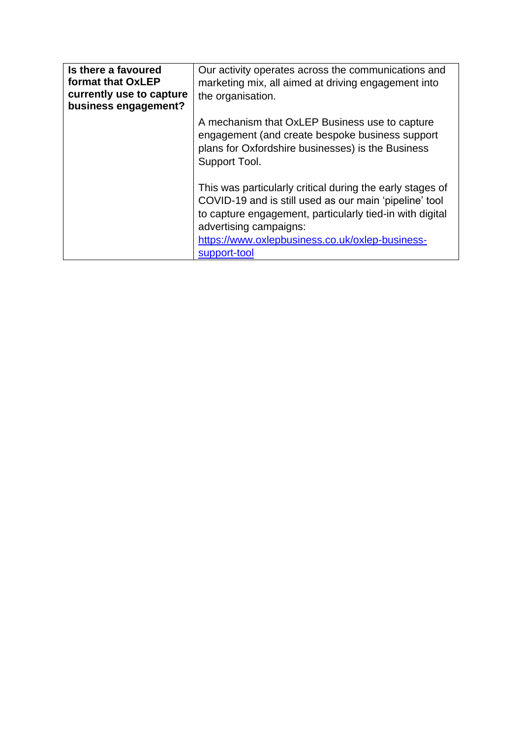| | |
|---|---|
| **Is there a favoured format that OxLEP currently use to capture business engagement?** | Our activity operates across the communications and marketing mix, all aimed at driving engagement into the organisation.<br><br>A mechanism that OxLEP Business use to capture engagement (and create bespoke business support plans for Oxfordshire businesses) is the Business Support Tool.<br><br>This was particularly critical during the early stages of COVID-19 and is still used as our main 'pipeline' tool to capture engagement, particularly tied-in with digital advertising campaigns: [https://www.oxlepbusiness.co.uk/oxlep-business-support-tool](https://www.oxlepbusiness.co.uk/oxlep-business-support-tool) |